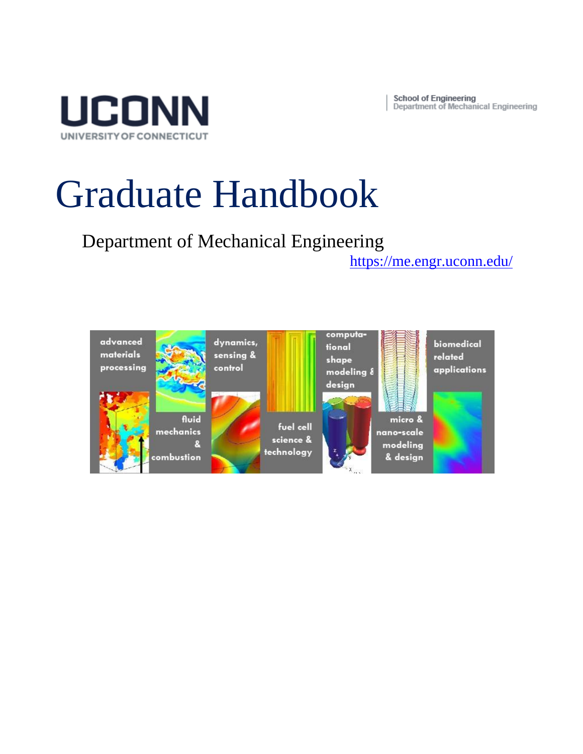UCONN
UNIVERSITY OF CONNECTICUT

School of Engineering
Department of Mechanical Engineering

# Graduate Handbook

Department of Mechanical Engineering

https://me.engr.uconn.edu/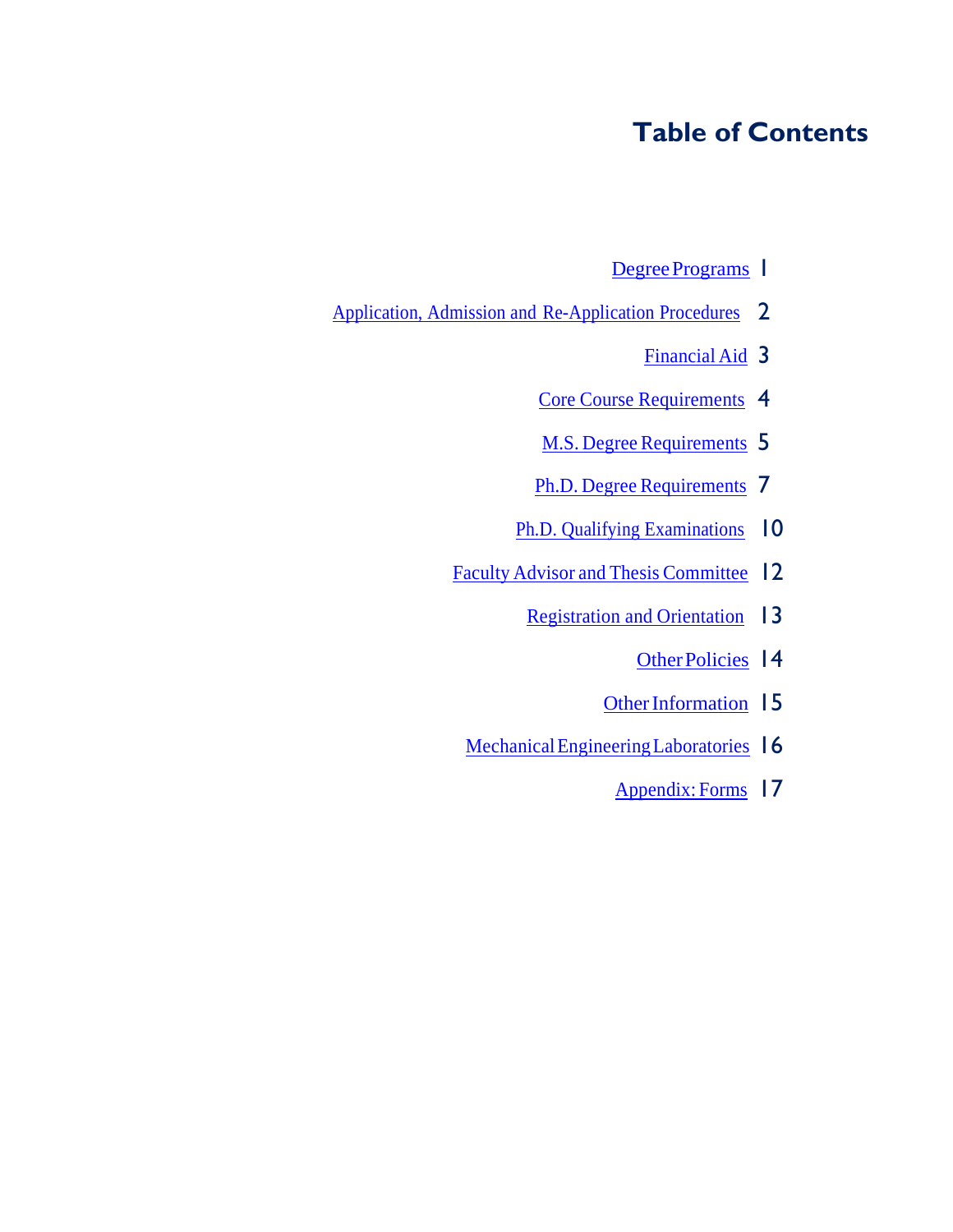# Table of Contents

| | |
|---|---|
| Degree Programs | 1 |
| Application, Admission and Re-Application Procedures | 2 |
| Financial Aid | 3 |
| Core Course Requirements | 4 |
| M.S. Degree Requirements | 5 |
| Ph.D. Degree Requirements | 7 |
| Ph.D. Qualifying Examinations | 10 |
| Faculty Advisor and Thesis Committee | 12 |
| Registration and Orientation | 13 |
| Other Policies | 14 |
| Other Information | 15 |
| Mechanical Engineering Laboratories | 16 |
| Appendix: Forms | 17 |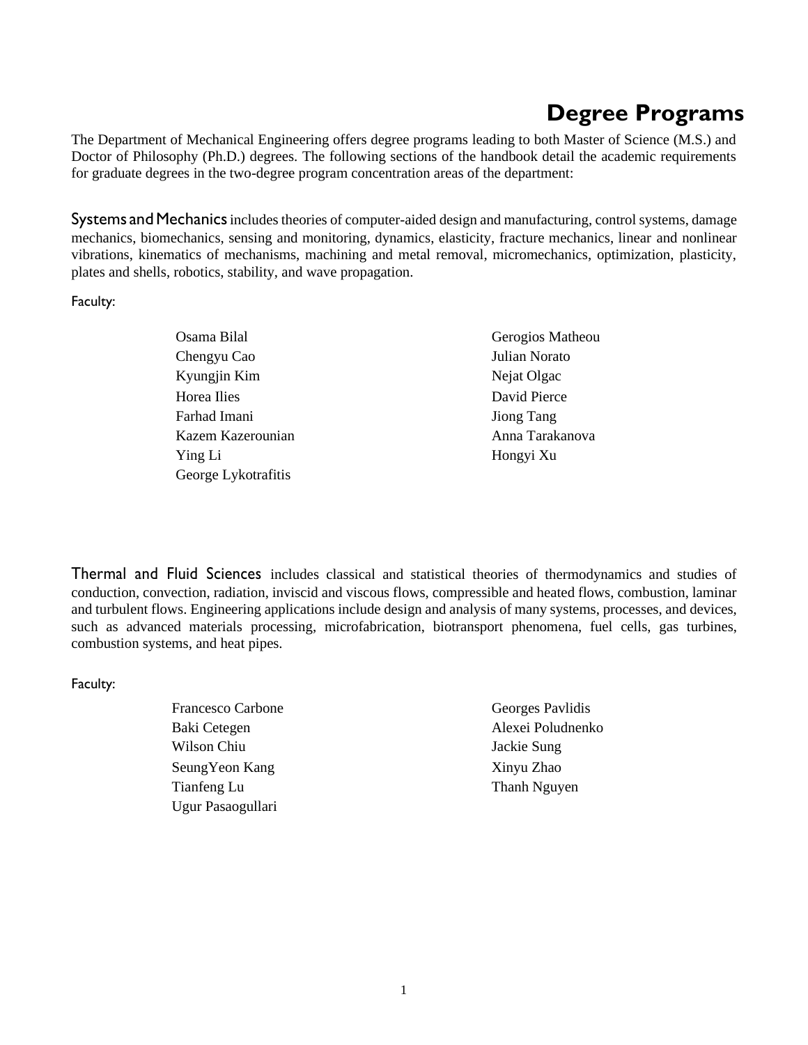# Degree Programs

The Department of Mechanical Engineering offers degree programs leading to both Master of Science (M.S.) and Doctor of Philosophy (Ph.D.) degrees. The following sections of the handbook detail the academic requirements for graduate degrees in the two-degree program concentration areas of the department:

**Systems and Mechanics** includes theories of computer-aided design and manufacturing, control systems, damage mechanics, biomechanics, sensing and monitoring, dynamics, elasticity, fracture mechanics, linear and nonlinear vibrations, kinematics of mechanisms, machining and metal removal, micromechanics, optimization, plasticity, plates and shells, robotics, stability, and wave propagation.

Faculty:

- Osama Bilal
- Chengyu Cao
- Kyungjin Kim
- Horea Ilies
- Farhad Imani
- Kazem Kazerounian
- Ying Li
- George Lykotrafitis
- Gerogios Matheou
- Julian Norato
- Nejat Olgac
- David Pierce
- Jiong Tang
- Anna Tarakanova
- Hongyi Xu

**Thermal and Fluid Sciences** includes classical and statistical theories of thermodynamics and studies of conduction, convection, radiation, inviscid and viscous flows, compressible and heated flows, combustion, laminar and turbulent flows. Engineering applications include design and analysis of many systems, processes, and devices, such as advanced materials processing, microfabrication, biotransport phenomena, fuel cells, gas turbines, combustion systems, and heat pipes.

Faculty:

- Francesco Carbone
- Baki Cetegen
- Wilson Chiu
- SeungYeon Kang
- Tianfeng Lu
- Ugur Pasaogullari
- Georges Pavlidis
- Alexei Poludnenko
- Jackie Sung
- Xinyu Zhao
- Thanh Nguyen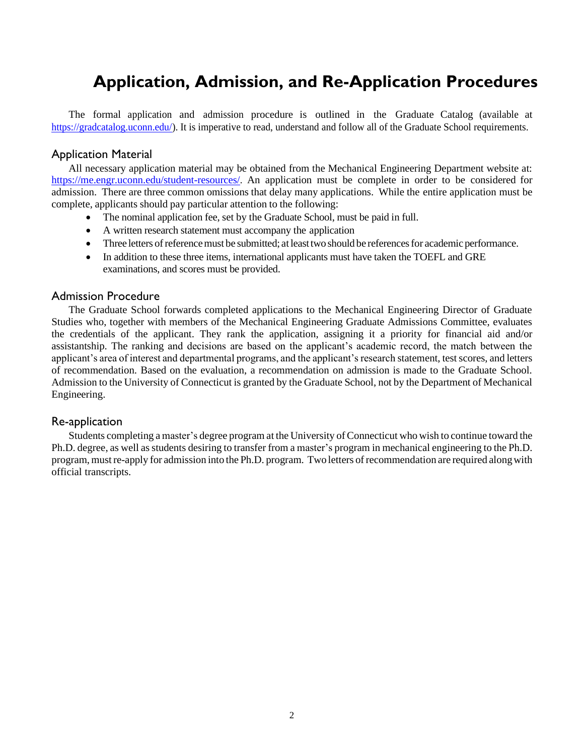# Application, Admission, and Re-Application Procedures

The formal application and admission procedure is outlined in the Graduate Catalog (available at https://gradcatalog.uconn.edu/). It is imperative to read, understand and follow all of the Graduate School requirements.

## Application Material

All necessary application material may be obtained from the Mechanical Engineering Department website at: https://me.engr.uconn.edu/student-resources/. An application must be complete in order to be considered for admission. There are three common omissions that delay many applications. While the entire application must be complete, applicants should pay particular attention to the following:

- The nominal application fee, set by the Graduate School, must be paid in full.
- A written research statement must accompany the application
- Three letters of reference must be submitted; at least two should be references for academic performance.
- In addition to these three items, international applicants must have taken the TOEFL and GRE examinations, and scores must be provided.

## Admission Procedure

The Graduate School forwards completed applications to the Mechanical Engineering Director of Graduate Studies who, together with members of the Mechanical Engineering Graduate Admissions Committee, evaluates the credentials of the applicant. They rank the application, assigning it a priority for financial aid and/or assistantship. The ranking and decisions are based on the applicant's academic record, the match between the applicant's area of interest and departmental programs, and the applicant's research statement, test scores, and letters of recommendation. Based on the evaluation, a recommendation on admission is made to the Graduate School. Admission to the University of Connecticut is granted by the Graduate School, not by the Department of Mechanical Engineering.

## Re-application

Students completing a master's degree program at the University of Connecticut who wish to continue toward the Ph.D. degree, as well as students desiring to transfer from a master's program in mechanical engineering to the Ph.D. program, must re-apply for admission into the Ph.D. program. Two letters of recommendation are required along with official transcripts.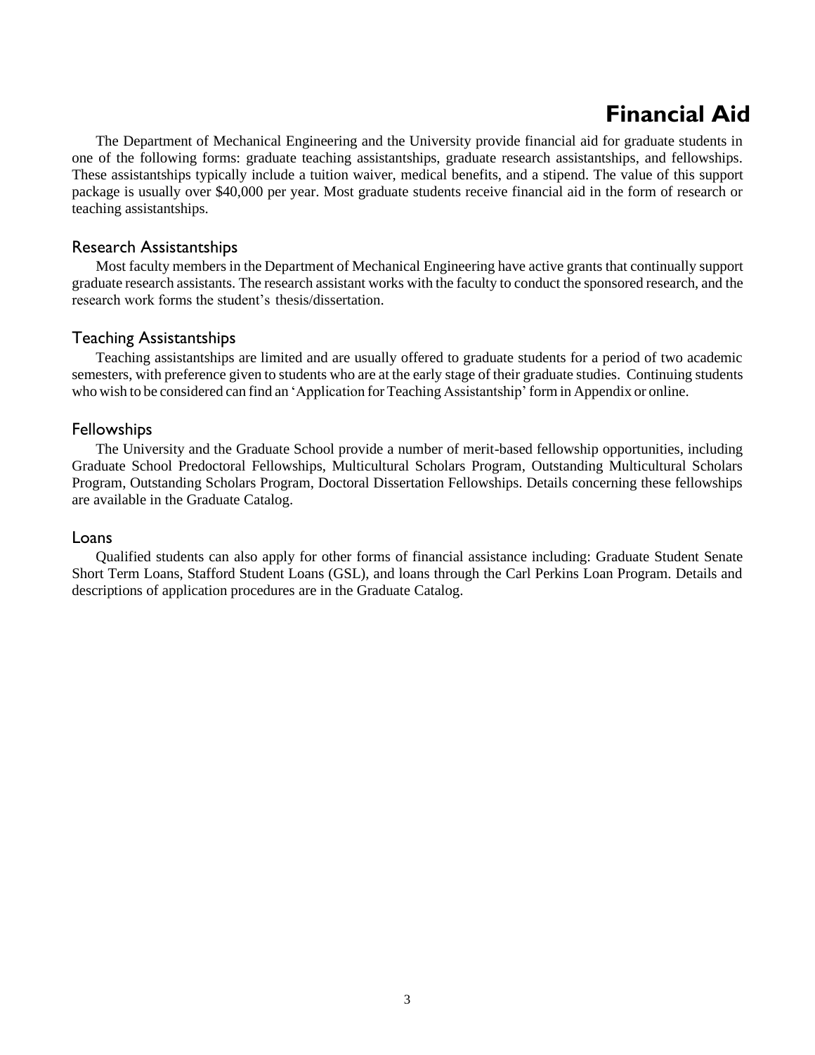# Financial Aid

The Department of Mechanical Engineering and the University provide financial aid for graduate students in one of the following forms: graduate teaching assistantships, graduate research assistantships, and fellowships. These assistantships typically include a tuition waiver, medical benefits, and a stipend. The value of this support package is usually over $40,000 per year. Most graduate students receive financial aid in the form of research or teaching assistantships.

## Research Assistantships

Most faculty members in the Department of Mechanical Engineering have active grants that continually support graduate research assistants. The research assistant works with the faculty to conduct the sponsored research, and the research work forms the student's thesis/dissertation.

## Teaching Assistantships

Teaching assistantships are limited and are usually offered to graduate students for a period of two academic semesters, with preference given to students who are at the early stage of their graduate studies. Continuing students who wish to be considered can find an 'Application for Teaching Assistantship' form in Appendix or online.

## Fellowships

The University and the Graduate School provide a number of merit-based fellowship opportunities, including Graduate School Predoctoral Fellowships, Multicultural Scholars Program, Outstanding Multicultural Scholars Program, Outstanding Scholars Program, Doctoral Dissertation Fellowships. Details concerning these fellowships are available in the Graduate Catalog.

## Loans

Qualified students can also apply for other forms of financial assistance including: Graduate Student Senate Short Term Loans, Stafford Student Loans (GSL), and loans through the Carl Perkins Loan Program. Details and descriptions of application procedures are in the Graduate Catalog.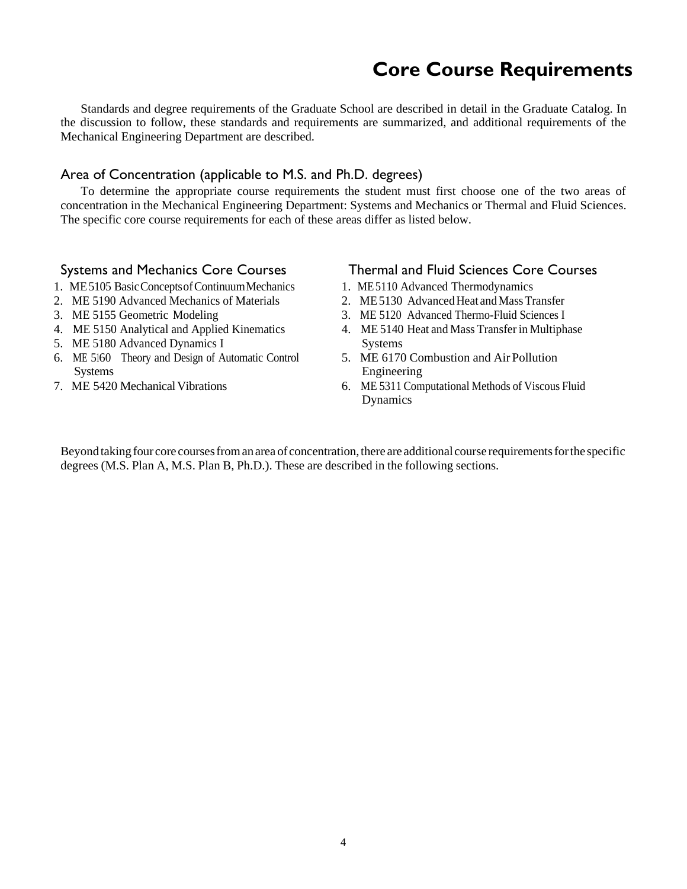# Core Course Requirements

Standards and degree requirements of the Graduate School are described in detail in the Graduate Catalog. In the discussion to follow, these standards and requirements are summarized, and additional requirements of the Mechanical Engineering Department are described.

## Area of Concentration (applicable to M.S. and Ph.D. degrees)

To determine the appropriate course requirements the student must first choose one of the two areas of concentration in the Mechanical Engineering Department: Systems and Mechanics or Thermal and Fluid Sciences. The specific core course requirements for each of these areas differ as listed below.

### Systems and Mechanics Core Courses

1. ME 5105 Basic Concepts of Continuum Mechanics
2. ME 5190 Advanced Mechanics of Materials
3. ME 5155 Geometric Modeling
4. ME 5150 Analytical and Applied Kinematics
5. ME 5180 Advanced Dynamics I
6. ME 5160 Theory and Design of Automatic Control Systems
7. ME 5420 Mechanical Vibrations

### Thermal and Fluid Sciences Core Courses

1. ME 5110 Advanced Thermodynamics
2. ME 5130 Advanced Heat and Mass Transfer
3. ME 5120 Advanced Thermo-Fluid Sciences I
4. ME 5140 Heat and Mass Transfer in Multiphase Systems
5. ME 6170 Combustion and Air Pollution Engineering
6. ME 5311 Computational Methods of Viscous Fluid Dynamics

Beyond taking four core courses from an area of concentration, there are additional course requirements for the specific degrees (M.S. Plan A, M.S. Plan B, Ph.D.). These are described in the following sections.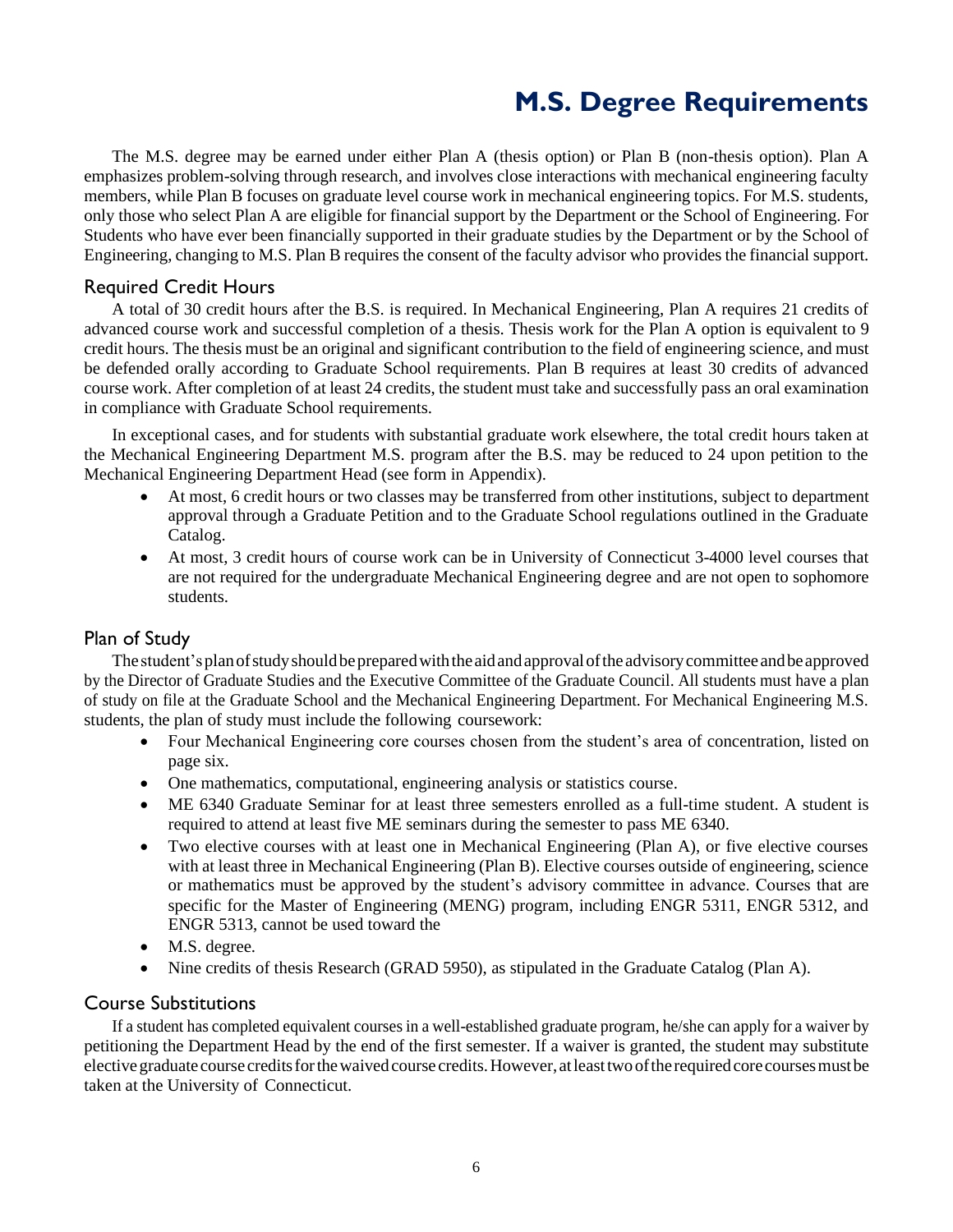# M.S. Degree Requirements

The M.S. degree may be earned under either Plan A (thesis option) or Plan B (non-thesis option). Plan A emphasizes problem-solving through research, and involves close interactions with mechanical engineering faculty members, while Plan B focuses on graduate level course work in mechanical engineering topics. For M.S. students, only those who select Plan A are eligible for financial support by the Department or the School of Engineering. For Students who have ever been financially supported in their graduate studies by the Department or by the School of Engineering, changing to M.S. Plan B requires the consent of the faculty advisor who provides the financial support.

## Required Credit Hours

A total of 30 credit hours after the B.S. is required. In Mechanical Engineering, Plan A requires 21 credits of advanced course work and successful completion of a thesis. Thesis work for the Plan A option is equivalent to 9 credit hours. The thesis must be an original and significant contribution to the field of engineering science, and must be defended orally according to Graduate School requirements. Plan B requires at least 30 credits of advanced course work. After completion of at least 24 credits, the student must take and successfully pass an oral examination in compliance with Graduate School requirements.

In exceptional cases, and for students with substantial graduate work elsewhere, the total credit hours taken at the Mechanical Engineering Department M.S. program after the B.S. may be reduced to 24 upon petition to the Mechanical Engineering Department Head (see form in Appendix).

- At most, 6 credit hours or two classes may be transferred from other institutions, subject to department approval through a Graduate Petition and to the Graduate School regulations outlined in the Graduate Catalog.
- At most, 3 credit hours of course work can be in University of Connecticut 3-4000 level courses that are not required for the undergraduate Mechanical Engineering degree and are not open to sophomore students.

## Plan of Study

The student's plan of study should be prepared with the aid and approval of the advisory committee and be approved by the Director of Graduate Studies and the Executive Committee of the Graduate Council. All students must have a plan of study on file at the Graduate School and the Mechanical Engineering Department. For Mechanical Engineering M.S. students, the plan of study must include the following coursework:

- Four Mechanical Engineering core courses chosen from the student's area of concentration, listed on page six.
- One mathematics, computational, engineering analysis or statistics course.
- ME 6340 Graduate Seminar for at least three semesters enrolled as a full-time student. A student is required to attend at least five ME seminars during the semester to pass ME 6340.
- Two elective courses with at least one in Mechanical Engineering (Plan A), or five elective courses with at least three in Mechanical Engineering (Plan B). Elective courses outside of engineering, science or mathematics must be approved by the student's advisory committee in advance. Courses that are specific for the Master of Engineering (MENG) program, including ENGR 5311, ENGR 5312, and ENGR 5313, cannot be used toward the
- M.S. degree.
- Nine credits of thesis Research (GRAD 5950), as stipulated in the Graduate Catalog (Plan A).

## Course Substitutions

If a student has completed equivalent courses in a well-established graduate program, he/she can apply for a waiver by petitioning the Department Head by the end of the first semester. If a waiver is granted, the student may substitute elective graduate course credits for the waived course credits. However, at least two of the required core courses must be taken at the University of Connecticut.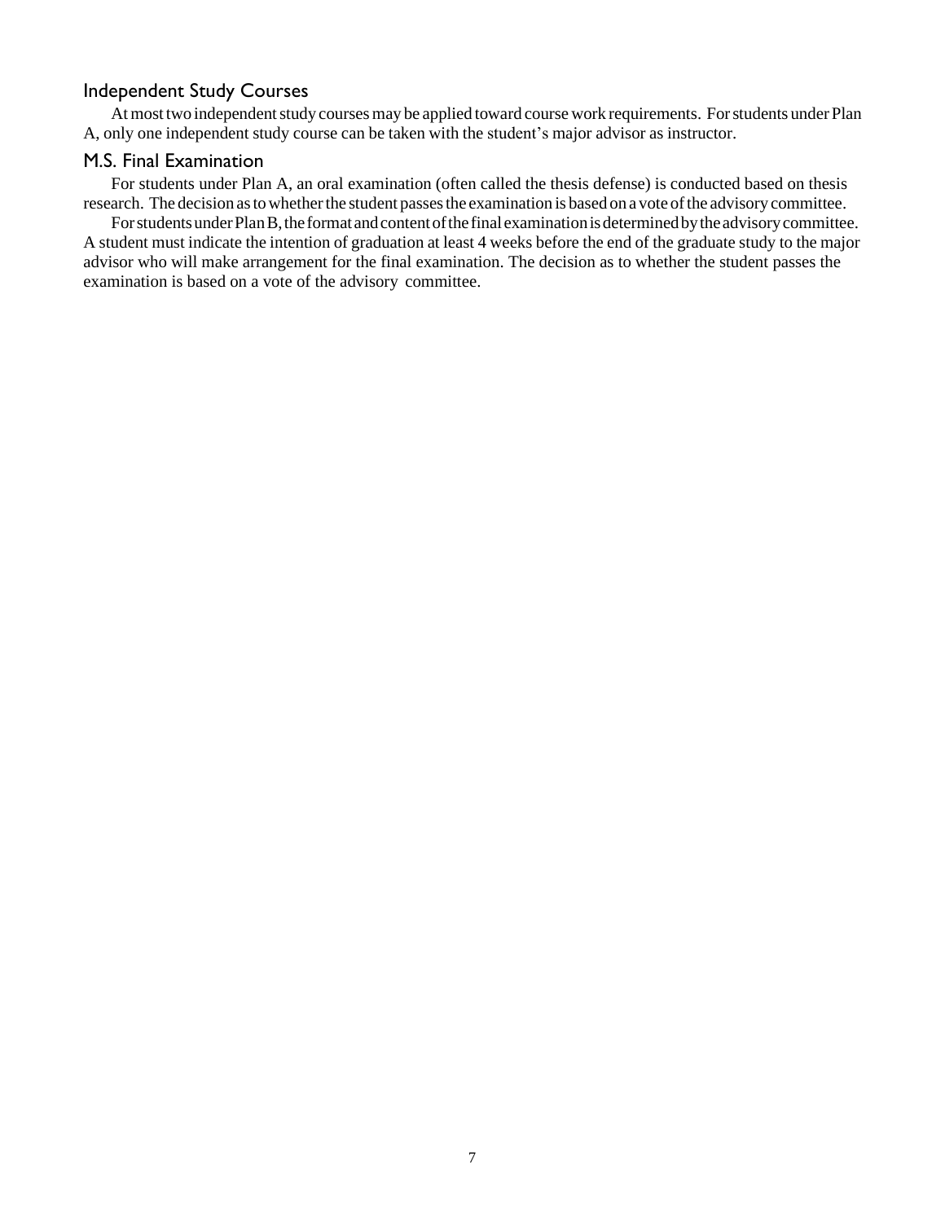## Independent Study Courses

At most two independent study courses may be applied toward course work requirements. For students under Plan A, only one independent study course can be taken with the student's major advisor as instructor.

## M.S. Final Examination

For students under Plan A, an oral examination (often called the thesis defense) is conducted based on thesis research. The decision as to whether the student passes the examination is based on a vote of the advisory committee.

For students under Plan B, the format and content of the final examination is determined by the advisory committee. A student must indicate the intention of graduation at least 4 weeks before the end of the graduate study to the major advisor who will make arrangement for the final examination. The decision as to whether the student passes the examination is based on a vote of the advisory committee.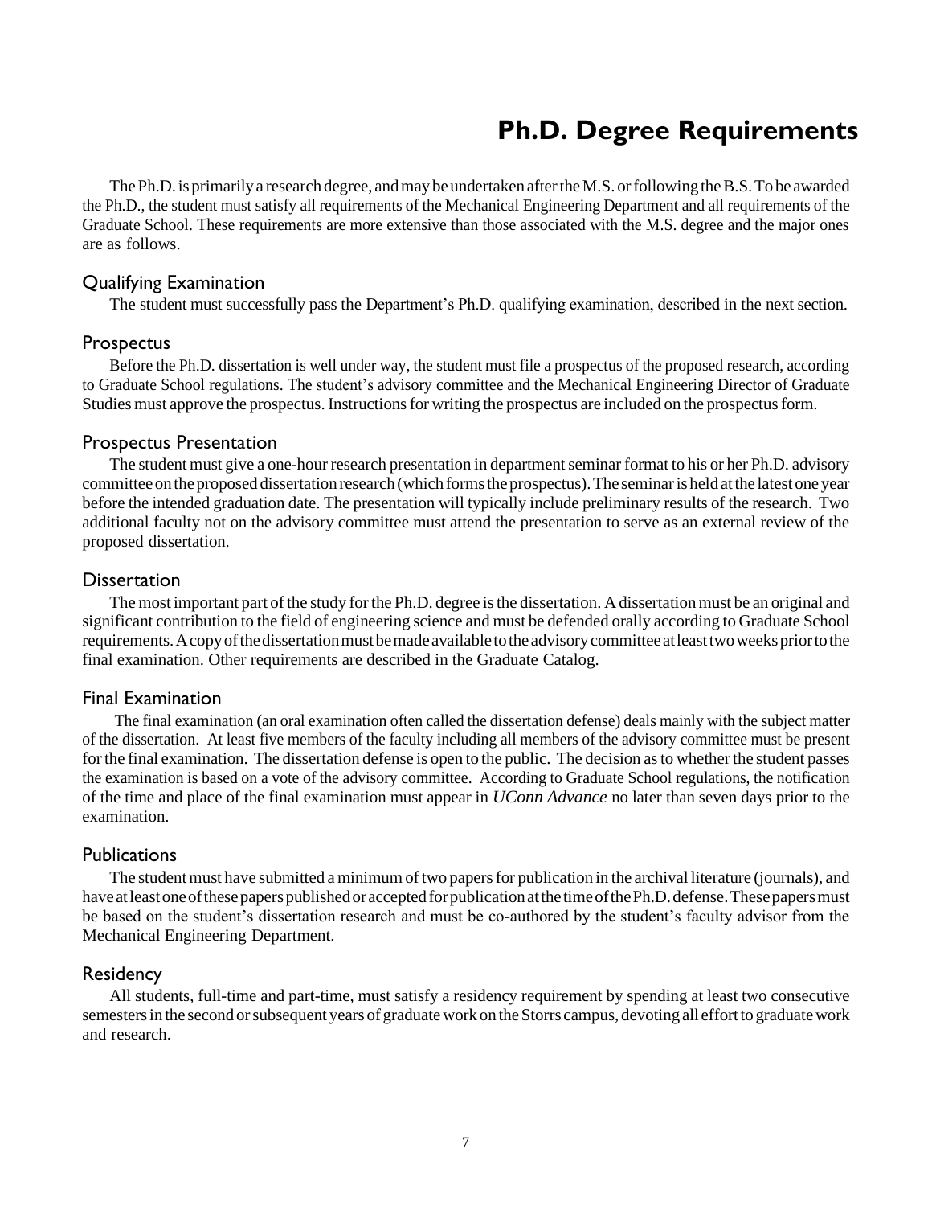# Ph.D. Degree Requirements

The Ph.D. is primarily a research degree, and may be undertaken after the M.S. or following the B.S. To be awarded the Ph.D., the student must satisfy all requirements of the Mechanical Engineering Department and all requirements of the Graduate School. These requirements are more extensive than those associated with the M.S. degree and the major ones are as follows.

## Qualifying Examination

The student must successfully pass the Department's Ph.D. qualifying examination, described in the next section.

## Prospectus

Before the Ph.D. dissertation is well under way, the student must file a prospectus of the proposed research, according to Graduate School regulations. The student's advisory committee and the Mechanical Engineering Director of Graduate Studies must approve the prospectus. Instructions for writing the prospectus are included on the prospectus form.

## Prospectus Presentation

The student must give a one-hour research presentation in department seminar format to his or her Ph.D. advisory committee on the proposed dissertation research (which forms the prospectus). The seminar is held at the latest one year before the intended graduation date. The presentation will typically include preliminary results of the research. Two additional faculty not on the advisory committee must attend the presentation to serve as an external review of the proposed dissertation.

## Dissertation

The most important part of the study for the Ph.D. degree is the dissertation. A dissertation must be an original and significant contribution to the field of engineering science and must be defended orally according to Graduate School requirements. A copy of the dissertation must be made available to the advisory committee at least two weeks prior to the final examination. Other requirements are described in the Graduate Catalog.

## Final Examination

The final examination (an oral examination often called the dissertation defense) deals mainly with the subject matter of the dissertation. At least five members of the faculty including all members of the advisory committee must be present for the final examination. The dissertation defense is open to the public. The decision as to whether the student passes the examination is based on a vote of the advisory committee. According to Graduate School regulations, the notification of the time and place of the final examination must appear in *UConn Advance* no later than seven days prior to the examination.

## Publications

The student must have submitted a minimum of two papers for publication in the archival literature (journals), and have at least one of these papers published or accepted for publication at the time of the Ph.D. defense. These papers must be based on the student's dissertation research and must be co-authored by the student's faculty advisor from the Mechanical Engineering Department.

## Residency

All students, full-time and part-time, must satisfy a residency requirement by spending at least two consecutive semesters in the second or subsequent years of graduate work on the Storrs campus, devoting all effort to graduate work and research.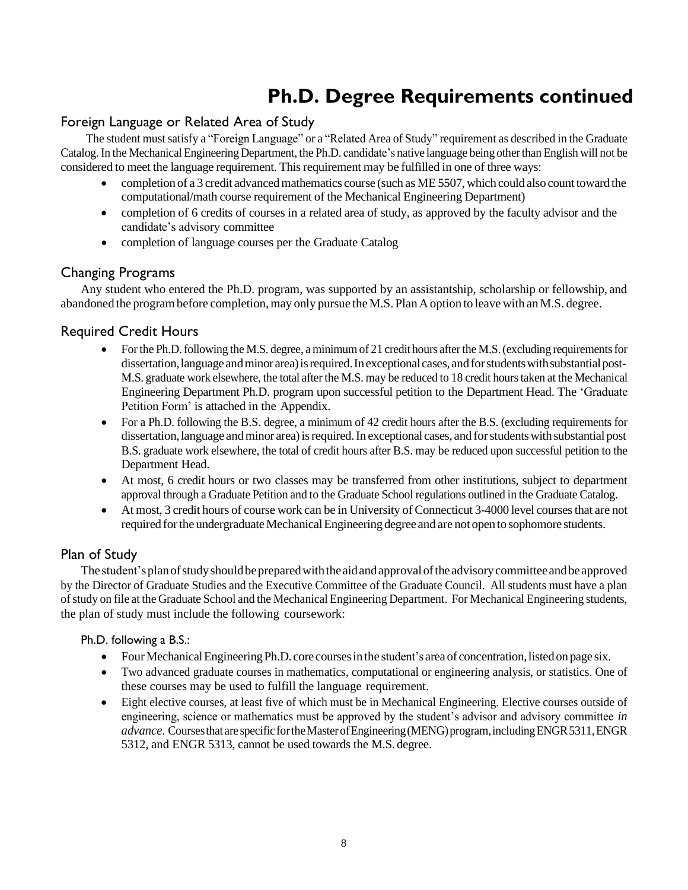# Ph.D. Degree Requirements continued

## Foreign Language or Related Area of Study

The student must satisfy a "Foreign Language" or a "Related Area of Study" requirement as described in the Graduate Catalog. In the Mechanical Engineering Department, the Ph.D. candidate's native language being other than English will not be considered to meet the language requirement. This requirement may be fulfilled in one of three ways:

- completion of a 3 credit advanced mathematics course (such as ME 5507, which could also count toward the computational/math course requirement of the Mechanical Engineering Department)
- completion of 6 credits of courses in a related area of study, as approved by the faculty advisor and the candidate's advisory committee
- completion of language courses per the Graduate Catalog

## Changing Programs

Any student who entered the Ph.D. program, was supported by an assistantship, scholarship or fellowship, and abandoned the program before completion, may only pursue the M.S. Plan A option to leave with an M.S. degree.

## Required Credit Hours

- For the Ph.D. following the M.S. degree, a minimum of 21 credit hours after the M.S. (excluding requirements for dissertation, language and minor area) is required. In exceptional cases, and for students with substantial post-M.S. graduate work elsewhere, the total after the M.S. may be reduced to 18 credit hours taken at the Mechanical Engineering Department Ph.D. program upon successful petition to the Department Head. The 'Graduate Petition Form' is attached in the Appendix.
- For a Ph.D. following the B.S. degree, a minimum of 42 credit hours after the B.S. (excluding requirements for dissertation, language and minor area) is required. In exceptional cases, and for students with substantial post B.S. graduate work elsewhere, the total of credit hours after B.S. may be reduced upon successful petition to the Department Head.
- At most, 6 credit hours or two classes may be transferred from other institutions, subject to department approval through a Graduate Petition and to the Graduate School regulations outlined in the Graduate Catalog.
- At most, 3 credit hours of course work can be in University of Connecticut 3-4000 level courses that are not required for the undergraduate Mechanical Engineering degree and are not open to sophomore students.

## Plan of Study

The student's plan of study should be prepared with the aid and approval of the advisory committee and be approved by the Director of Graduate Studies and the Executive Committee of the Graduate Council. All students must have a plan of study on file at the Graduate School and the Mechanical Engineering Department. For Mechanical Engineering students, the plan of study must include the following coursework:

### Ph.D. following a B.S.:

- Four Mechanical Engineering Ph.D. core courses in the student's area of concentration, listed on page six.
- Two advanced graduate courses in mathematics, computational or engineering analysis, or statistics. One of these courses may be used to fulfill the language requirement.
- Eight elective courses, at least five of which must be in Mechanical Engineering. Elective courses outside of engineering, science or mathematics must be approved by the student's advisor and advisory committee *in advance*. Courses that are specific for the Master of Engineering (MENG) program, including ENGR 5311, ENGR 5312, and ENGR 5313, cannot be used towards the M.S. degree.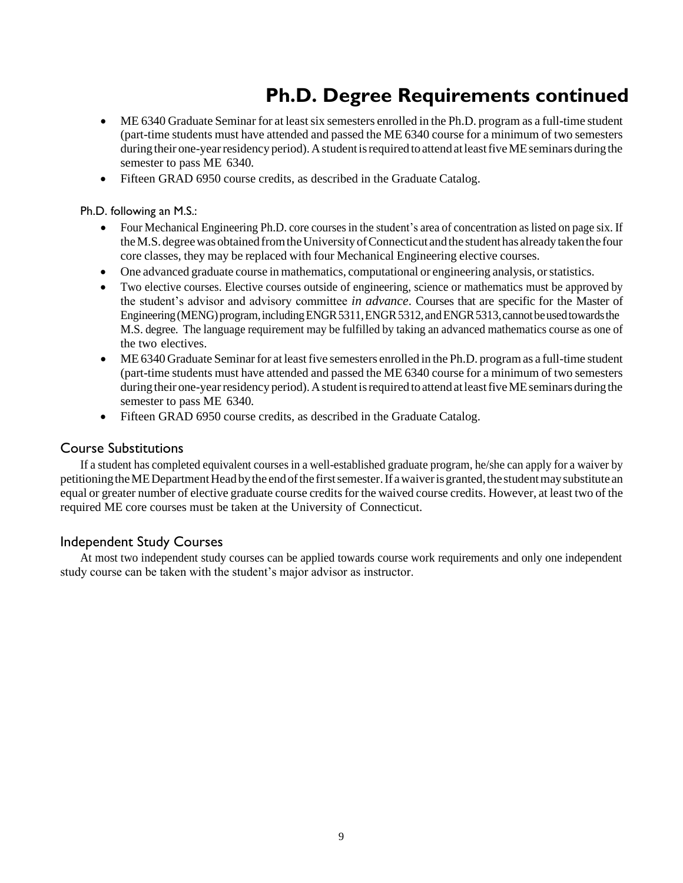# Ph.D. Degree Requirements continued

- ME 6340 Graduate Seminar for at least six semesters enrolled in the Ph.D. program as a full-time student (part-time students must have attended and passed the ME 6340 course for a minimum of two semesters during their one-year residency period). A student is required to attend at least five ME seminars during the semester to pass ME 6340.
- Fifteen GRAD 6950 course credits, as described in the Graduate Catalog.

Ph.D. following an M.S.:

- Four Mechanical Engineering Ph.D. core courses in the student's area of concentration as listed on page six. If the M.S. degree was obtained from the University of Connecticut and the student has already taken the four core classes, they may be replaced with four Mechanical Engineering elective courses.
- One advanced graduate course in mathematics, computational or engineering analysis, or statistics.
- Two elective courses. Elective courses outside of engineering, science or mathematics must be approved by the student's advisor and advisory committee *in advance*. Courses that are specific for the Master of Engineering (MENG) program, including ENGR 5311, ENGR 5312, and ENGR 5313, cannot be used towards the M.S. degree. The language requirement may be fulfilled by taking an advanced mathematics course as one of the two electives.
- ME 6340 Graduate Seminar for at least five semesters enrolled in the Ph.D. program as a full-time student (part-time students must have attended and passed the ME 6340 course for a minimum of two semesters during their one-year residency period). A student is required to attend at least five ME seminars during the semester to pass ME 6340.
- Fifteen GRAD 6950 course credits, as described in the Graduate Catalog.

## Course Substitutions

If a student has completed equivalent courses in a well-established graduate program, he/she can apply for a waiver by petitioning the ME Department Head by the end of the first semester. If a waiver is granted, the student may substitute an equal or greater number of elective graduate course credits for the waived course credits. However, at least two of the required ME core courses must be taken at the University of Connecticut.

## Independent Study Courses

At most two independent study courses can be applied towards course work requirements and only one independent study course can be taken with the student's major advisor as instructor.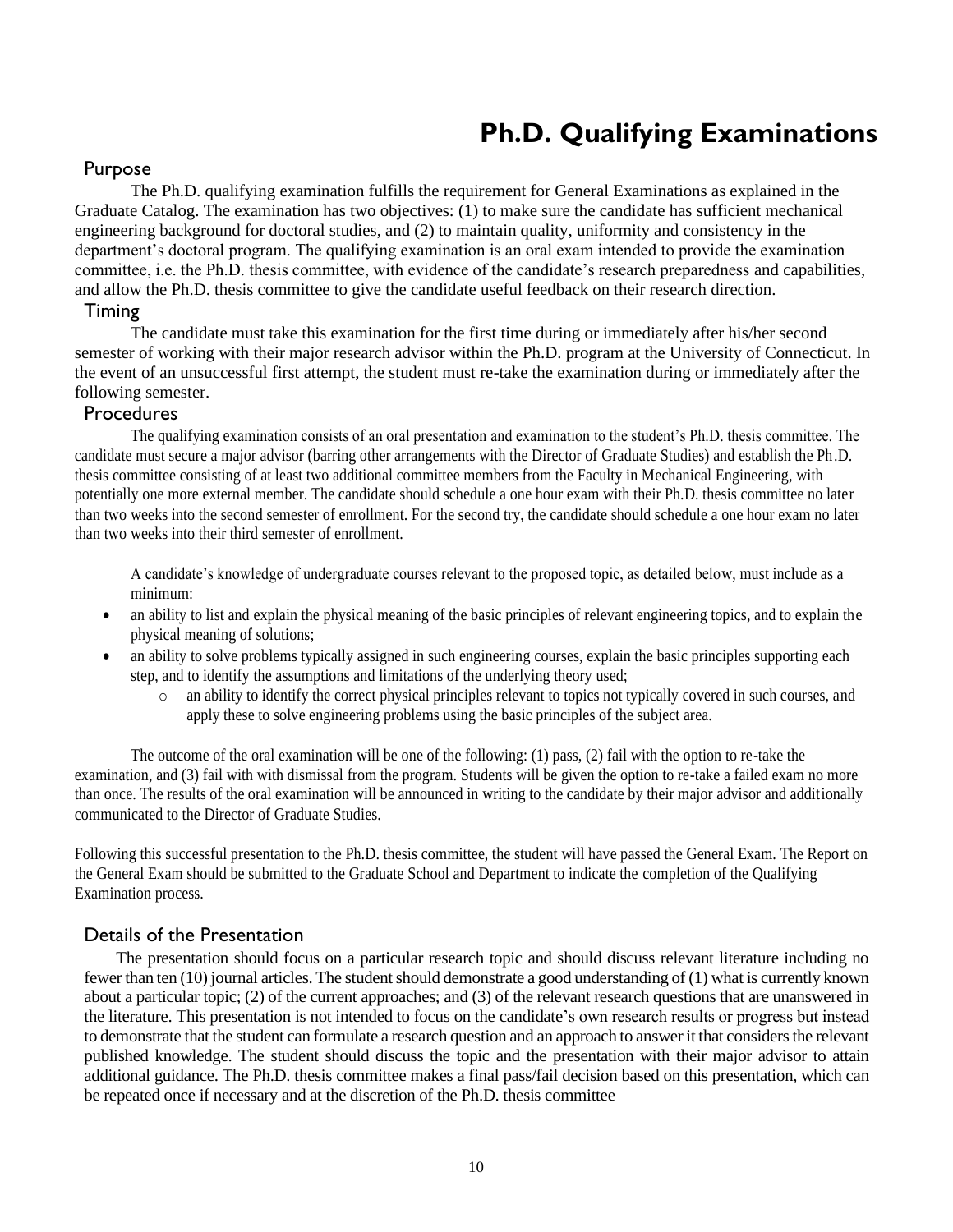# Ph.D. Qualifying Examinations

## Purpose

The Ph.D. qualifying examination fulfills the requirement for General Examinations as explained in the Graduate Catalog. The examination has two objectives: (1) to make sure the candidate has sufficient mechanical engineering background for doctoral studies, and (2) to maintain quality, uniformity and consistency in the department's doctoral program. The qualifying examination is an oral exam intended to provide the examination committee, i.e. the Ph.D. thesis committee, with evidence of the candidate's research preparedness and capabilities, and allow the Ph.D. thesis committee to give the candidate useful feedback on their research direction.

## Timing

The candidate must take this examination for the first time during or immediately after his/her second semester of working with their major research advisor within the Ph.D. program at the University of Connecticut. In the event of an unsuccessful first attempt, the student must re-take the examination during or immediately after the following semester.

## Procedures

The qualifying examination consists of an oral presentation and examination to the student's Ph.D. thesis committee. The candidate must secure a major advisor (barring other arrangements with the Director of Graduate Studies) and establish the Ph.D. thesis committee consisting of at least two additional committee members from the Faculty in Mechanical Engineering, with potentially one more external member. The candidate should schedule a one hour exam with their Ph.D. thesis committee no later than two weeks into the second semester of enrollment. For the second try, the candidate should schedule a one hour exam no later than two weeks into their third semester of enrollment.

A candidate's knowledge of undergraduate courses relevant to the proposed topic, as detailed below, must include as a minimum:

- an ability to list and explain the physical meaning of the basic principles of relevant engineering topics, and to explain the physical meaning of solutions;
- an ability to solve problems typically assigned in such engineering courses, explain the basic principles supporting each step, and to identify the assumptions and limitations of the underlying theory used;
    - an ability to identify the correct physical principles relevant to topics not typically covered in such courses, and apply these to solve engineering problems using the basic principles of the subject area.

The outcome of the oral examination will be one of the following: (1) pass, (2) fail with the option to re-take the examination, and (3) fail with with dismissal from the program. Students will be given the option to re-take a failed exam no more than once. The results of the oral examination will be announced in writing to the candidate by their major advisor and additionally communicated to the Director of Graduate Studies.

Following this successful presentation to the Ph.D. thesis committee, the student will have passed the General Exam. The Report on the General Exam should be submitted to the Graduate School and Department to indicate the completion of the Qualifying Examination process.

## Details of the Presentation

The presentation should focus on a particular research topic and should discuss relevant literature including no fewer than ten (10) journal articles. The student should demonstrate a good understanding of (1) what is currently known about a particular topic; (2) of the current approaches; and (3) of the relevant research questions that are unanswered in the literature. This presentation is not intended to focus on the candidate's own research results or progress but instead to demonstrate that the student can formulate a research question and an approach to answer it that considers the relevant published knowledge. The student should discuss the topic and the presentation with their major advisor to attain additional guidance. The Ph.D. thesis committee makes a final pass/fail decision based on this presentation, which can be repeated once if necessary and at the discretion of the Ph.D. thesis committee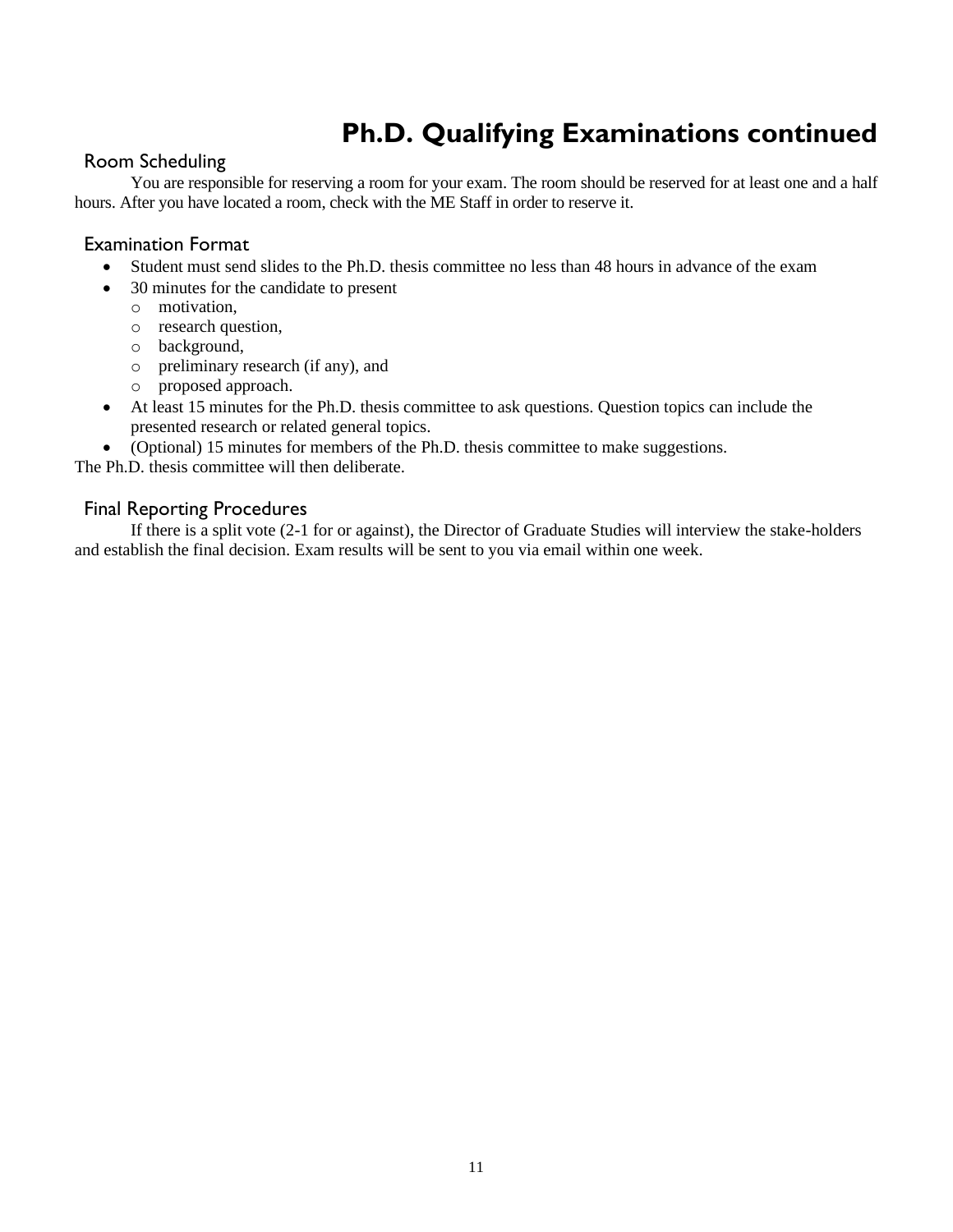# Ph.D. Qualifying Examinations continued

## Room Scheduling

You are responsible for reserving a room for your exam. The room should be reserved for at least one and a half hours. After you have located a room, check with the ME Staff in order to reserve it.

## Examination Format

- Student must send slides to the Ph.D. thesis committee no less than 48 hours in advance of the exam
- 30 minutes for the candidate to present
  - motivation,
  - research question,
  - background,
  - preliminary research (if any), and
  - proposed approach.
- At least 15 minutes for the Ph.D. thesis committee to ask questions. Question topics can include the presented research or related general topics.
- (Optional) 15 minutes for members of the Ph.D. thesis committee to make suggestions.

The Ph.D. thesis committee will then deliberate.

## Final Reporting Procedures

If there is a split vote (2-1 for or against), the Director of Graduate Studies will interview the stake-holders and establish the final decision. Exam results will be sent to you via email within one week.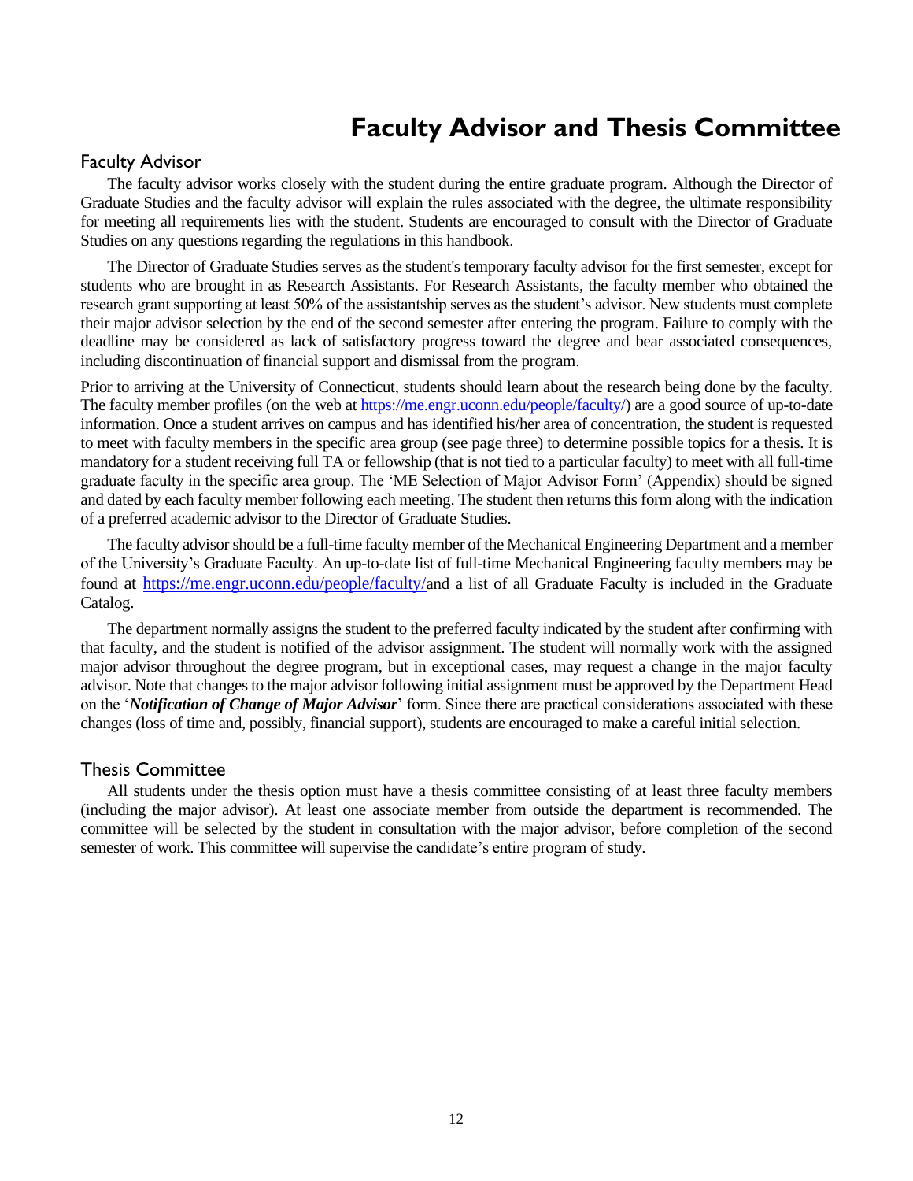# Faculty Advisor and Thesis Committee

## Faculty Advisor

The faculty advisor works closely with the student during the entire graduate program. Although the Director of Graduate Studies and the faculty advisor will explain the rules associated with the degree, the ultimate responsibility for meeting all requirements lies with the student. Students are encouraged to consult with the Director of Graduate Studies on any questions regarding the regulations in this handbook.

The Director of Graduate Studies serves as the student's temporary faculty advisor for the first semester, except for students who are brought in as Research Assistants. For Research Assistants, the faculty member who obtained the research grant supporting at least 50% of the assistantship serves as the student's advisor. New students must complete their major advisor selection by the end of the second semester after entering the program. Failure to comply with the deadline may be considered as lack of satisfactory progress toward the degree and bear associated consequences, including discontinuation of financial support and dismissal from the program.

Prior to arriving at the University of Connecticut, students should learn about the research being done by the faculty. The faculty member profiles (on the web at https://me.engr.uconn.edu/people/faculty/) are a good source of up-to-date information. Once a student arrives on campus and has identified his/her area of concentration, the student is requested to meet with faculty members in the specific area group (see page three) to determine possible topics for a thesis. It is mandatory for a student receiving full TA or fellowship (that is not tied to a particular faculty) to meet with all full-time graduate faculty in the specific area group. The 'ME Selection of Major Advisor Form' (Appendix) should be signed and dated by each faculty member following each meeting. The student then returns this form along with the indication of a preferred academic advisor to the Director of Graduate Studies.

The faculty advisor should be a full-time faculty member of the Mechanical Engineering Department and a member of the University's Graduate Faculty. An up-to-date list of full-time Mechanical Engineering faculty members may be found at https://me.engr.uconn.edu/people/faculty/and a list of all Graduate Faculty is included in the Graduate Catalog.

The department normally assigns the student to the preferred faculty indicated by the student after confirming with that faculty, and the student is notified of the advisor assignment. The student will normally work with the assigned major advisor throughout the degree program, but in exceptional cases, may request a change in the major faculty advisor. Note that changes to the major advisor following initial assignment must be approved by the Department Head on the '***Notification of Change of Major Advisor***' form. Since there are practical considerations associated with these changes (loss of time and, possibly, financial support), students are encouraged to make a careful initial selection.

## Thesis Committee

All students under the thesis option must have a thesis committee consisting of at least three faculty members (including the major advisor). At least one associate member from outside the department is recommended. The committee will be selected by the student in consultation with the major advisor, before completion of the second semester of work. This committee will supervise the candidate's entire program of study.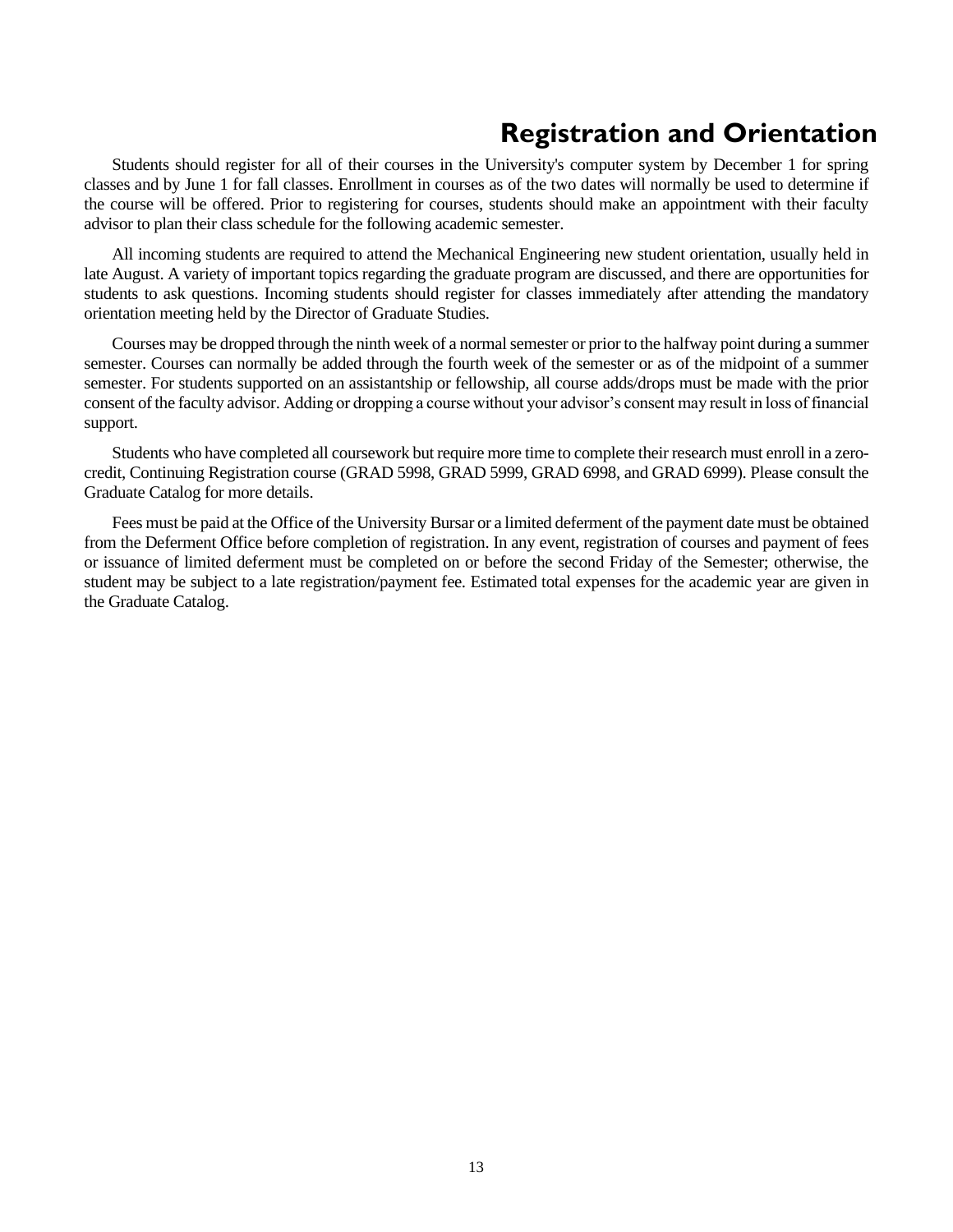# Registration and Orientation

Students should register for all of their courses in the University's computer system by December 1 for spring classes and by June 1 for fall classes. Enrollment in courses as of the two dates will normally be used to determine if the course will be offered. Prior to registering for courses, students should make an appointment with their faculty advisor to plan their class schedule for the following academic semester.

All incoming students are required to attend the Mechanical Engineering new student orientation, usually held in late August. A variety of important topics regarding the graduate program are discussed, and there are opportunities for students to ask questions. Incoming students should register for classes immediately after attending the mandatory orientation meeting held by the Director of Graduate Studies.

Courses may be dropped through the ninth week of a normal semester or prior to the halfway point during a summer semester. Courses can normally be added through the fourth week of the semester or as of the midpoint of a summer semester. For students supported on an assistantship or fellowship, all course adds/drops must be made with the prior consent of the faculty advisor. Adding or dropping a course without your advisor's consent may result in loss of financial support.

Students who have completed all coursework but require more time to complete their research must enroll in a zero-credit, Continuing Registration course (GRAD 5998, GRAD 5999, GRAD 6998, and GRAD 6999). Please consult the Graduate Catalog for more details.

Fees must be paid at the Office of the University Bursar or a limited deferment of the payment date must be obtained from the Deferment Office before completion of registration. In any event, registration of courses and payment of fees or issuance of limited deferment must be completed on or before the second Friday of the Semester; otherwise, the student may be subject to a late registration/payment fee. Estimated total expenses for the academic year are given in the Graduate Catalog.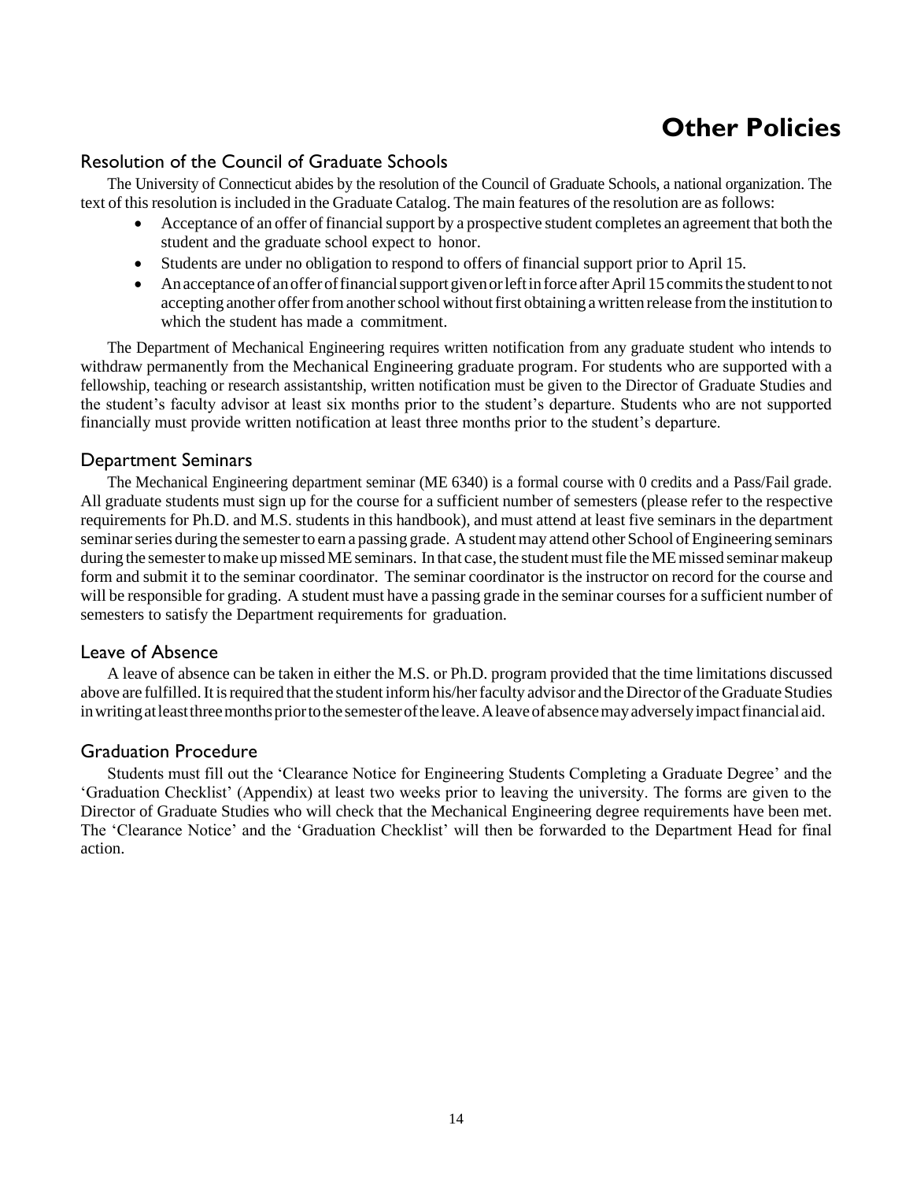# Other Policies

## Resolution of the Council of Graduate Schools

The University of Connecticut abides by the resolution of the Council of Graduate Schools, a national organization. The text of this resolution is included in the Graduate Catalog. The main features of the resolution are as follows:

- Acceptance of an offer of financial support by a prospective student completes an agreement that both the student and the graduate school expect to honor.
- Students are under no obligation to respond to offers of financial support prior to April 15.
- An acceptance of an offer of financial support given or left in force after April 15 commits the student to not accepting another offer from another school without first obtaining a written release from the institution to which the student has made a commitment.

The Department of Mechanical Engineering requires written notification from any graduate student who intends to withdraw permanently from the Mechanical Engineering graduate program. For students who are supported with a fellowship, teaching or research assistantship, written notification must be given to the Director of Graduate Studies and the student's faculty advisor at least six months prior to the student's departure. Students who are not supported financially must provide written notification at least three months prior to the student's departure.

## Department Seminars

The Mechanical Engineering department seminar (ME 6340) is a formal course with 0 credits and a Pass/Fail grade. All graduate students must sign up for the course for a sufficient number of semesters (please refer to the respective requirements for Ph.D. and M.S. students in this handbook), and must attend at least five seminars in the department seminar series during the semester to earn a passing grade. A student may attend other School of Engineering seminars during the semester to make up missed ME seminars. In that case, the student must file the ME missed seminar makeup form and submit it to the seminar coordinator. The seminar coordinator is the instructor on record for the course and will be responsible for grading. A student must have a passing grade in the seminar courses for a sufficient number of semesters to satisfy the Department requirements for graduation.

## Leave of Absence

A leave of absence can be taken in either the M.S. or Ph.D. program provided that the time limitations discussed above are fulfilled. It is required that the student inform his/her faculty advisor and the Director of the Graduate Studies in writing at least three months prior to the semester of the leave. A leave of absence may adversely impact financial aid.

## Graduation Procedure

Students must fill out the 'Clearance Notice for Engineering Students Completing a Graduate Degree' and the 'Graduation Checklist' (Appendix) at least two weeks prior to leaving the university. The forms are given to the Director of Graduate Studies who will check that the Mechanical Engineering degree requirements have been met. The 'Clearance Notice' and the 'Graduation Checklist' will then be forwarded to the Department Head for final action.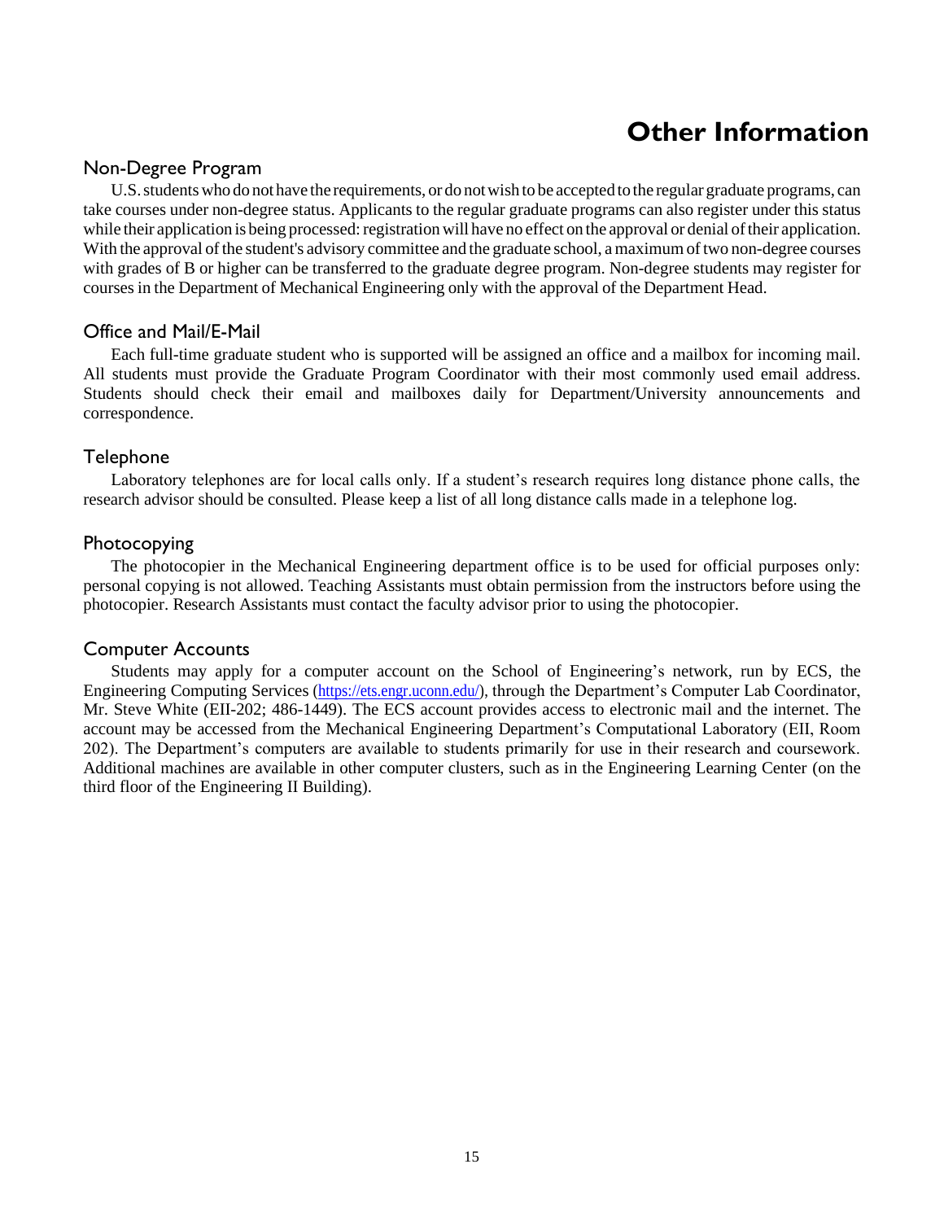# Other Information

## Non-Degree Program

U.S. students who do not have the requirements, or do not wish to be accepted to the regular graduate programs, can take courses under non-degree status. Applicants to the regular graduate programs can also register under this status while their application is being processed: registration will have no effect on the approval or denial of their application. With the approval of the student's advisory committee and the graduate school, a maximum of two non-degree courses with grades of B or higher can be transferred to the graduate degree program. Non-degree students may register for courses in the Department of Mechanical Engineering only with the approval of the Department Head.

## Office and Mail/E-Mail

Each full-time graduate student who is supported will be assigned an office and a mailbox for incoming mail. All students must provide the Graduate Program Coordinator with their most commonly used email address. Students should check their email and mailboxes daily for Department/University announcements and correspondence.

## Telephone

Laboratory telephones are for local calls only. If a student's research requires long distance phone calls, the research advisor should be consulted. Please keep a list of all long distance calls made in a telephone log.

## Photocopying

The photocopier in the Mechanical Engineering department office is to be used for official purposes only: personal copying is not allowed. Teaching Assistants must obtain permission from the instructors before using the photocopier. Research Assistants must contact the faculty advisor prior to using the photocopier.

## Computer Accounts

Students may apply for a computer account on the School of Engineering's network, run by ECS, the Engineering Computing Services (https://ets.engr.uconn.edu/), through the Department's Computer Lab Coordinator, Mr. Steve White (EII-202; 486-1449). The ECS account provides access to electronic mail and the internet. The account may be accessed from the Mechanical Engineering Department's Computational Laboratory (EII, Room 202). The Department's computers are available to students primarily for use in their research and coursework. Additional machines are available in other computer clusters, such as in the Engineering Learning Center (on the third floor of the Engineering II Building).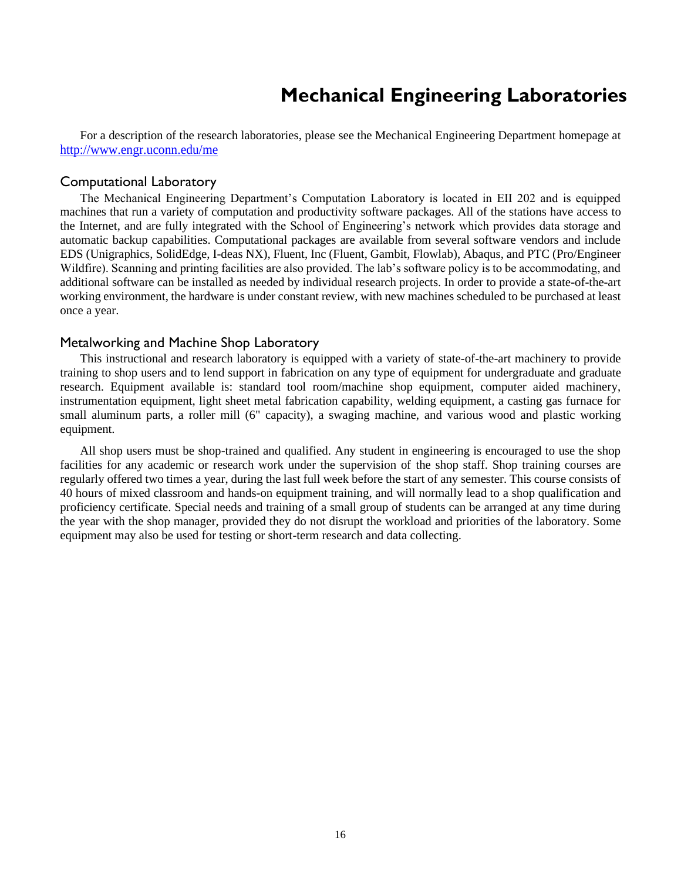# Mechanical Engineering Laboratories

For a description of the research laboratories, please see the Mechanical Engineering Department homepage at [http://www.engr.uconn.edu/me](http://www.engr.uconn.edu/me)

## Computational Laboratory

The Mechanical Engineering Department's Computation Laboratory is located in EII 202 and is equipped machines that run a variety of computation and productivity software packages. All of the stations have access to the Internet, and are fully integrated with the School of Engineering's network which provides data storage and automatic backup capabilities. Computational packages are available from several software vendors and include EDS (Unigraphics, SolidEdge, I-deas NX), Fluent, Inc (Fluent, Gambit, Flowlab), Abaqus, and PTC (Pro/Engineer Wildfire). Scanning and printing facilities are also provided. The lab's software policy is to be accommodating, and additional software can be installed as needed by individual research projects. In order to provide a state-of-the-art working environment, the hardware is under constant review, with new machines scheduled to be purchased at least once a year.

## Metalworking and Machine Shop Laboratory

This instructional and research laboratory is equipped with a variety of state-of-the-art machinery to provide training to shop users and to lend support in fabrication on any type of equipment for undergraduate and graduate research. Equipment available is: standard tool room/machine shop equipment, computer aided machinery, instrumentation equipment, light sheet metal fabrication capability, welding equipment, a casting gas furnace for small aluminum parts, a roller mill (6" capacity), a swaging machine, and various wood and plastic working equipment.

All shop users must be shop-trained and qualified. Any student in engineering is encouraged to use the shop facilities for any academic or research work under the supervision of the shop staff. Shop training courses are regularly offered two times a year, during the last full week before the start of any semester. This course consists of 40 hours of mixed classroom and hands-on equipment training, and will normally lead to a shop qualification and proficiency certificate. Special needs and training of a small group of students can be arranged at any time during the year with the shop manager, provided they do not disrupt the workload and priorities of the laboratory. Some equipment may also be used for testing or short-term research and data collecting.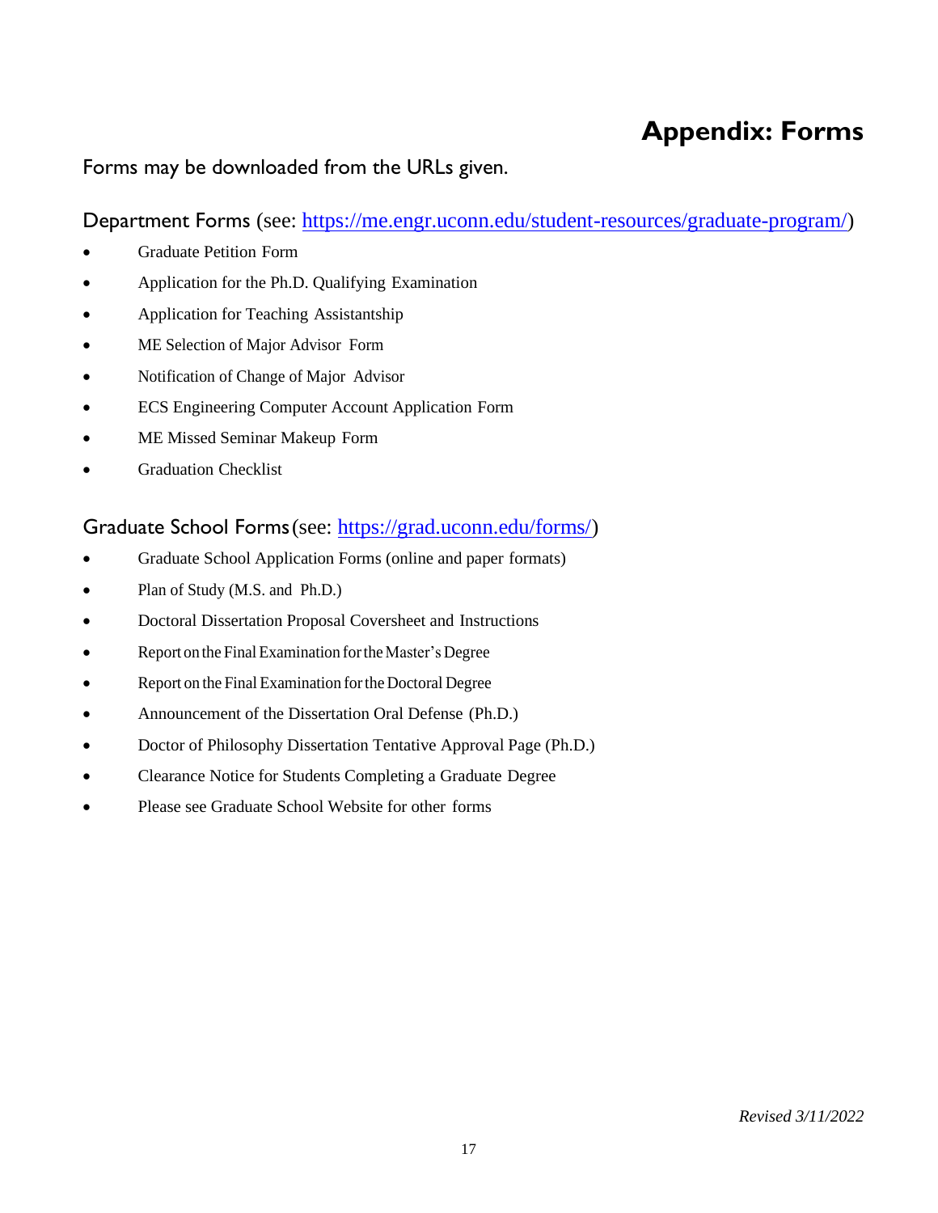# Appendix: Forms

Forms may be downloaded from the URLs given.

## Department Forms (see: https://me.engr.uconn.edu/student-resources/graduate-program/)

- Graduate Petition Form
- Application for the Ph.D. Qualifying Examination
- Application for Teaching Assistantship
- ME Selection of Major Advisor Form
- Notification of Change of Major Advisor
- ECS Engineering Computer Account Application Form
- ME Missed Seminar Makeup Form
- Graduation Checklist

## Graduate School Forms (see: https://grad.uconn.edu/forms/)

- Graduate School Application Forms (online and paper formats)
- Plan of Study (M.S. and Ph.D.)
- Doctoral Dissertation Proposal Coversheet and Instructions
- Report on the Final Examination for the Master's Degree
- Report on the Final Examination for the Doctoral Degree
- Announcement of the Dissertation Oral Defense (Ph.D.)
- Doctor of Philosophy Dissertation Tentative Approval Page (Ph.D.)
- Clearance Notice for Students Completing a Graduate Degree
- Please see Graduate School Website for other forms

*Revised 3/11/2022*